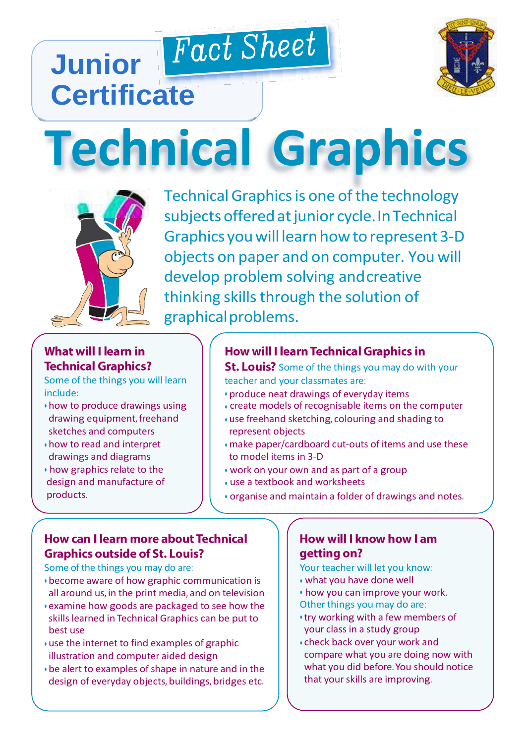# Junior Certificate

**Fact Sheet**

# Technical Graphics

Technical Graphics is one of the technology subjects offered at junior cycle. In Technical Graphics you will learn how to represent 3-D objects on paper and on computer. You will develop problem solving and creative thinking skills through the solution of graphical problems.

## What will I learn in Technical Graphics?

Some of the things you will learn include:

- how to produce drawings using drawing equipment, freehand sketches and computers
- how to read and interpret drawings and diagrams
- how graphics relate to the design and manufacture of products.

## How will I learn Technical Graphics in St. Louis?

Some of the things you may do with your teacher and your classmates are:

- produce neat drawings of everyday items
- create models of recognisable items on the computer
- use freehand sketching, colouring and shading to represent objects
- make paper/cardboard cut-outs of items and use these to model items in 3-D
- work on your own and as part of a group
- use a textbook and worksheets
- organise and maintain a folder of drawings and notes.

## How can I learn more about Technical Graphics outside of St. Louis?

Some of the things you may do are:

- become aware of how graphic communication is all around us, in the print media, and on television
- examine how goods are packaged to see how the skills learned in Technical Graphics can be put to best use
- use the internet to find examples of graphic illustration and computer aided design
- be alert to examples of shape in nature and in the design of everyday objects, buildings, bridges etc.

## How will I know how I am getting on?

Your teacher will let you know:

- what you have done well
- how you can improve your work.

Other things you may do are:

- try working with a few members of your class in a study group
- check back over your work and compare what you are doing now with what you did before. You should notice that your skills are improving.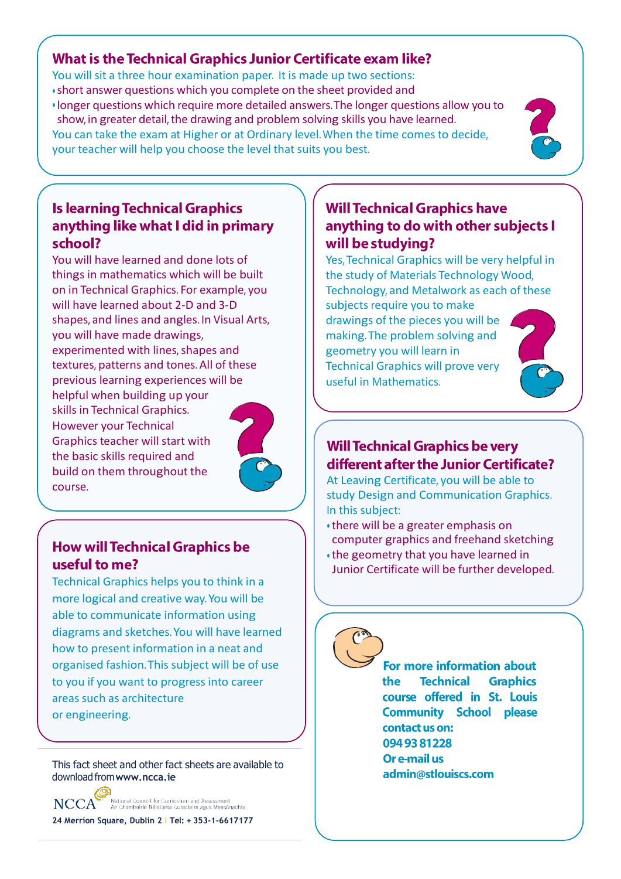## What is the Technical Graphics Junior Certificate exam like?

You will sit a three hour examination paper. It is made up two sections:

- short answer questions which you complete on the sheet provided and
- longer questions which require more detailed answers. The longer questions allow you to show, in greater detail, the drawing and problem solving skills you have learned.

You can take the exam at Higher or at Ordinary level. When the time comes to decide, your teacher will help you choose the level that suits you best.

## Is learning Technical Graphics anything like what I did in primary school?

You will have learned and done lots of things in mathematics which will be built on in Technical Graphics. For example, you will have learned about 2-D and 3-D shapes, and lines and angles. In Visual Arts, you will have made drawings, experimented with lines, shapes and textures, patterns and tones. All of these previous learning experiences will be helpful when building up your skills in Technical Graphics. However your Technical Graphics teacher will start with the basic skills required and build on them throughout the course.

## How will Technical Graphics be useful to me?

Technical Graphics helps you to think in a more logical and creative way. You will be able to communicate information using diagrams and sketches. You will have learned how to present information in a neat and organised fashion. This subject will be of use to you if you want to progress into career areas such as architecture or engineering.

This fact sheet and other fact sheets are available to download from **www.ncca.ie**

NCCA National Council for Curriculum and Assessment
An Chomhairle Náisiúnta Curaclaim agus Measúnachta

**24 Merrion Square, Dublin 2 | Tel: + 353-1-6617177**

## Will Technical Graphics have anything to do with other subjects I will be studying?

Yes, Technical Graphics will be very helpful in the study of Materials Technology Wood, Technology, and Metalwork as each of these subjects require you to make drawings of the pieces you will be making. The problem solving and geometry you will learn in Technical Graphics will prove very useful in Mathematics.

## Will Technical Graphics be very different after the Junior Certificate?

At Leaving Certificate, you will be able to study Design and Communication Graphics. In this subject:

- there will be a greater emphasis on computer graphics and freehand sketching
- the geometry that you have learned in Junior Certificate will be further developed.

**For more information about the Technical Graphics course offered in St. Louis Community School please contact us on:**
**094 93 81228**
**Or e-mail us**
**admin@stlouiscs.com**